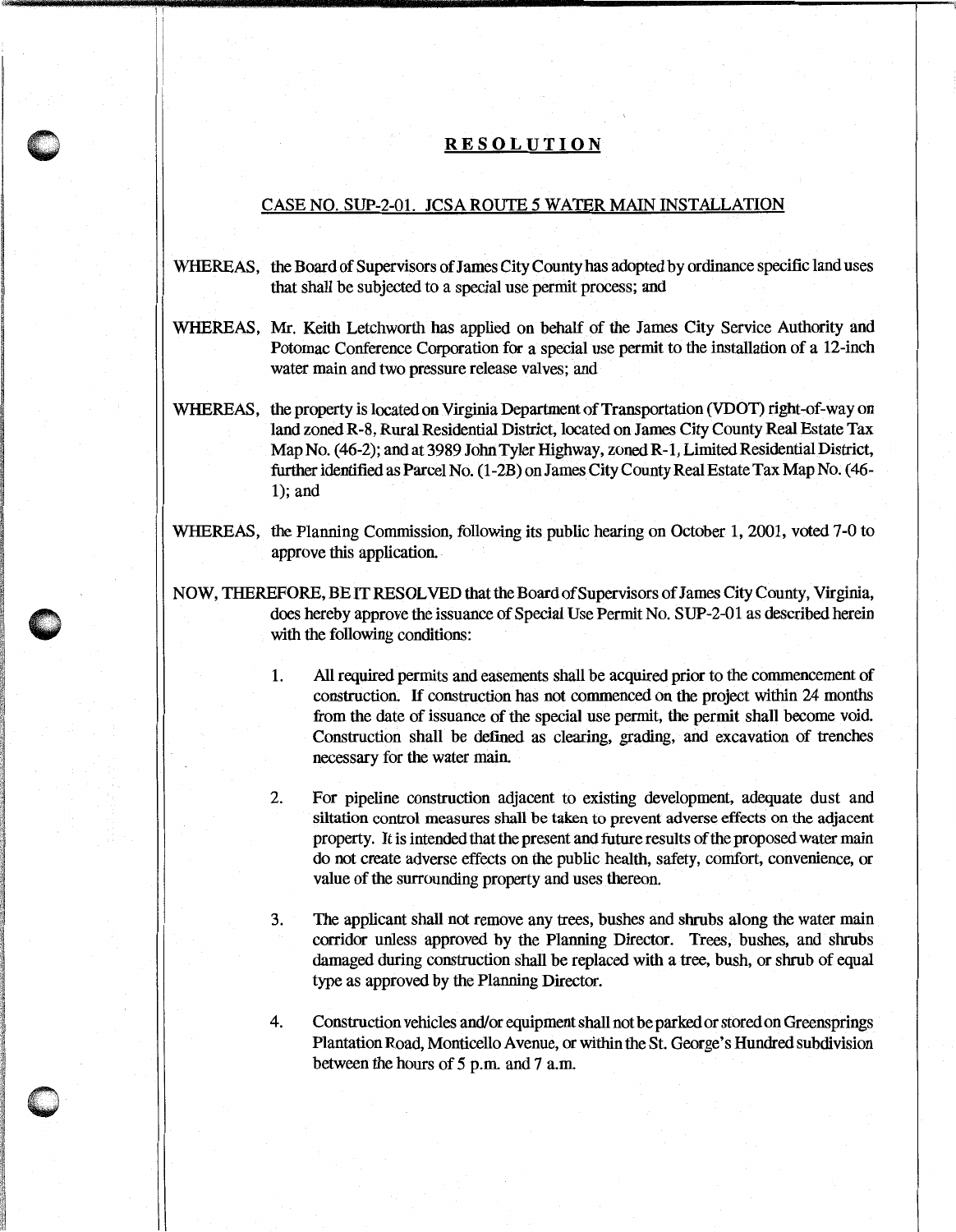# RESOLUTION

## CASE NO. SUP-2-01. JCSA ROUTE 5 WATER MAIN INSTALLATION

WHEREAS, the Board of Supervisors of James City County has adopted by ordinance specific land uses that shall be subjected to a special use permit process; and

WHEREAS, Mr. Keith Letchworth has applied on behalf of the James City Service Authority and Potomac Conference Corporation for a special use permit to the installation of a 12-inch water main and two pressure release valves; and

WHEREAS, the property is located on Virginia Department of Transportation (VDOT) right-of-way on land zoned R-8, Rural Residential District, located on James City County Real Estate Tax Map No. (46-2); and at 3989 John Tyler Highway, zoned R-1, Limited Residential District, further identified as Parcel No. (1-2B) on James City County Real Estate Tax Map No. (46-1); and

WHEREAS, the Planning Commission, following its public hearing on October 1, 2001, voted 7-0 to approve this application.

NOW, THEREFORE, BE IT RESOLVED that the Board of Supervisors of James City County, Virginia, does hereby approve the issuance of Special Use Permit No. SUP-2-01 as described herein with the following conditions:

1. All required permits and easements shall be acquired prior to the commencement of construction. If construction has not commenced on the project within 24 months from the date of issuance of the special use permit, the permit shall become void. Construction shall be defined as clearing, grading, and excavation of trenches necessary for the water main.

2. For pipeline construction adjacent to existing development, adequate dust and siltation control measures shall be taken to prevent adverse effects on the adjacent property. It is intended that the present and future results of the proposed water main do not create adverse effects on the public health, safety, comfort, convenience, or value of the surrounding property and uses thereon.

3. The applicant shall not remove any trees, bushes and shrubs along the water main corridor unless approved by the Planning Director. Trees, bushes, and shrubs damaged during construction shall be replaced with a tree, bush, or shrub of equal type as approved by the Planning Director.

4. Construction vehicles and/or equipment shall not be parked or stored on Greensprings Plantation Road, Monticello Avenue, or within the St. George's Hundred subdivision between the hours of 5 p.m. and 7 a.m.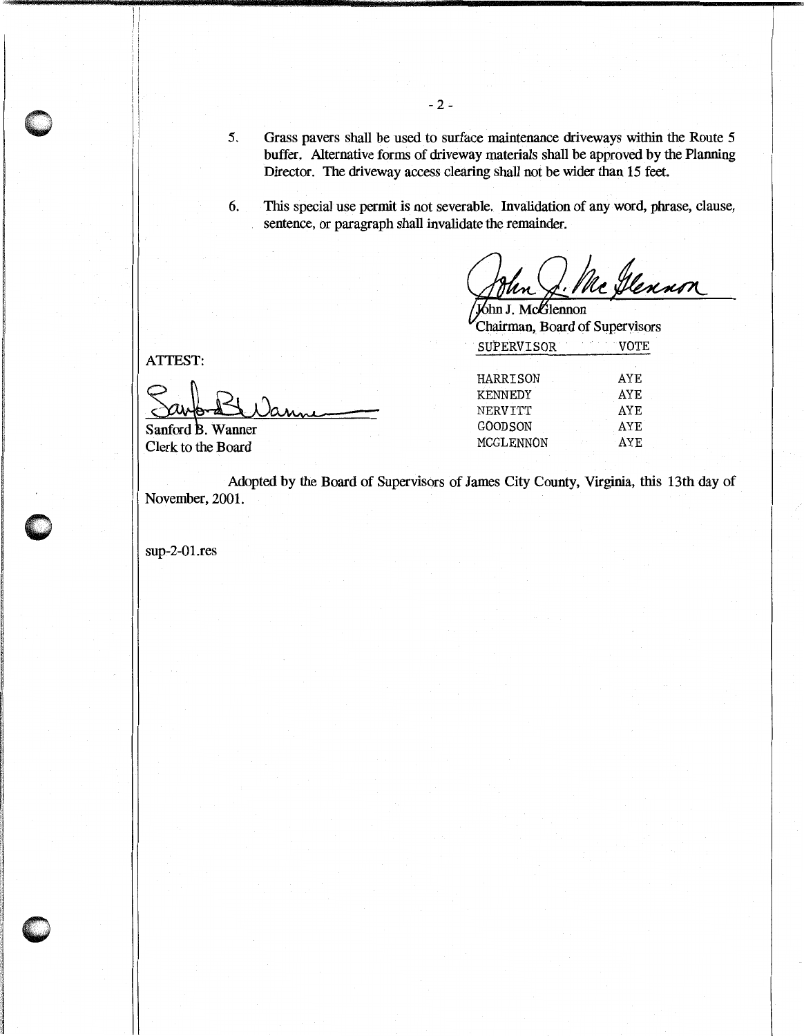5. Grass pavers shall be used to surface maintenance driveways within the Route 5 buffer. Alternative forms of driveway materials shall be approved by the Planning Director. The driveway access clearing shall not be wider than 15 feet.

6. This special use permit is not severable. Invalidation of any word, phrase, clause, sentence, or paragraph shall invalidate the remainder.

John J. McGlennon
Chairman, Board of Supervisors

| SUPERVISOR | VOTE |
|---|---|
| HARRISON | AYE |
| KENNEDY | AYE |
| NERVITT | AYE |
| GOODSON | AYE |
| MCGLENNON | AYE |

ATTEST:

Sanford B. Wanner
Clerk to the Board

Adopted by the Board of Supervisors of James City County, Virginia, this 13th day of November, 2001.

sup-2-01.res